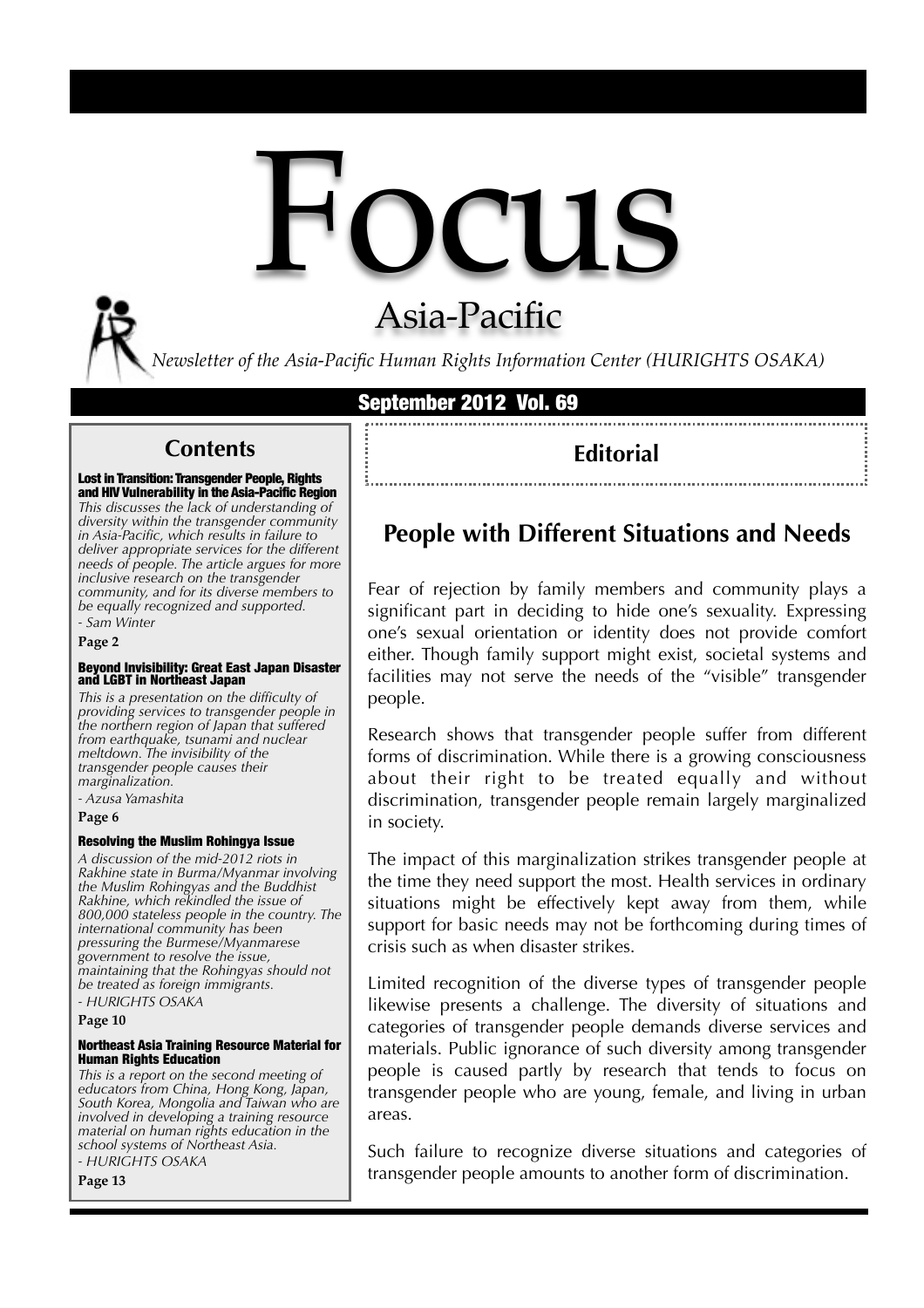# Focus

## Asia-Pacific

*Newsletter of the Asia-Pacific Human Rights Information Center (HURIGHTS OSAKA)*

**September 2012 Vol. 69**

## Editorial

### People with Different Situations and Needs

Fear of rejection by family members and community plays a significant part in deciding to hide one's sexuality. Expressing one's sexual orientation or identity does not provide comfort either. Though family support might exist, societal systems and facilities may not serve the needs of the "visible" transgender people.

Research shows that transgender people suffer from different forms of discrimination. While there is a growing consciousness about their right to be treated equally and without discrimination, transgender people remain largely marginalized in society.

The impact of this marginalization strikes transgender people at the time they need support the most. Health services in ordinary situations might be effectively kept away from them, while support for basic needs may not be forthcoming during times of crisis such as when disaster strikes.

Limited recognition of the diverse types of transgender people likewise presents a challenge. The diversity of situations and categories of transgender people demands diverse services and materials. Public ignorance of such diversity among transgender people is caused partly by research that tends to focus on transgender people who are young, female, and living in urban areas.

Such failure to recognize diverse situations and categories of transgender people amounts to another form of discrimination.

## Contents

**Lost in Transition: Transgender People, Rights and HIV Vulnerability in the Asia-Pacific Region**

*This discusses the lack of understanding of diversity within the transgender community in Asia-Pacific, which results in failure to deliver appropriate services for the different needs of people. The article argues for more inclusive research on the transgender community, and for its diverse members to be equally recognized and supported.*

*- Sam Winter*

**Page 2**

**Beyond Invisibility: Great East Japan Disaster and LGBT in Northeast Japan**

*This is a presentation on the difficulty of providing services to transgender people in the northern region of Japan that suffered from earthquake, tsunami and nuclear meltdown. The invisibility of the transgender people causes their marginalization.*

*- Azusa Yamashita*

**Page 6**

**Resolving the Muslim Rohingya Issue**

*A discussion of the mid-2012 riots in Rakhine state in Burma/Myanmar involving the Muslim Rohingyas and the Buddhist Rakhine, which rekindled the issue of 800,000 stateless people in the country. The international community has been pressuring the Burmese/Myanmarese government to resolve the issue, maintaining that the Rohingyas should not be treated as foreign immigrants.*

*- HURIGHTS OSAKA*

**Page 10**

**Northeast Asia Training Resource Material for Human Rights Education**

*This is a report on the second meeting of educators from China, Hong Kong, Japan, South Korea, Mongolia and Taiwan who are involved in developing a training resource material on human rights education in the school systems of Northeast Asia.*

*- HURIGHTS OSAKA*

**Page 13**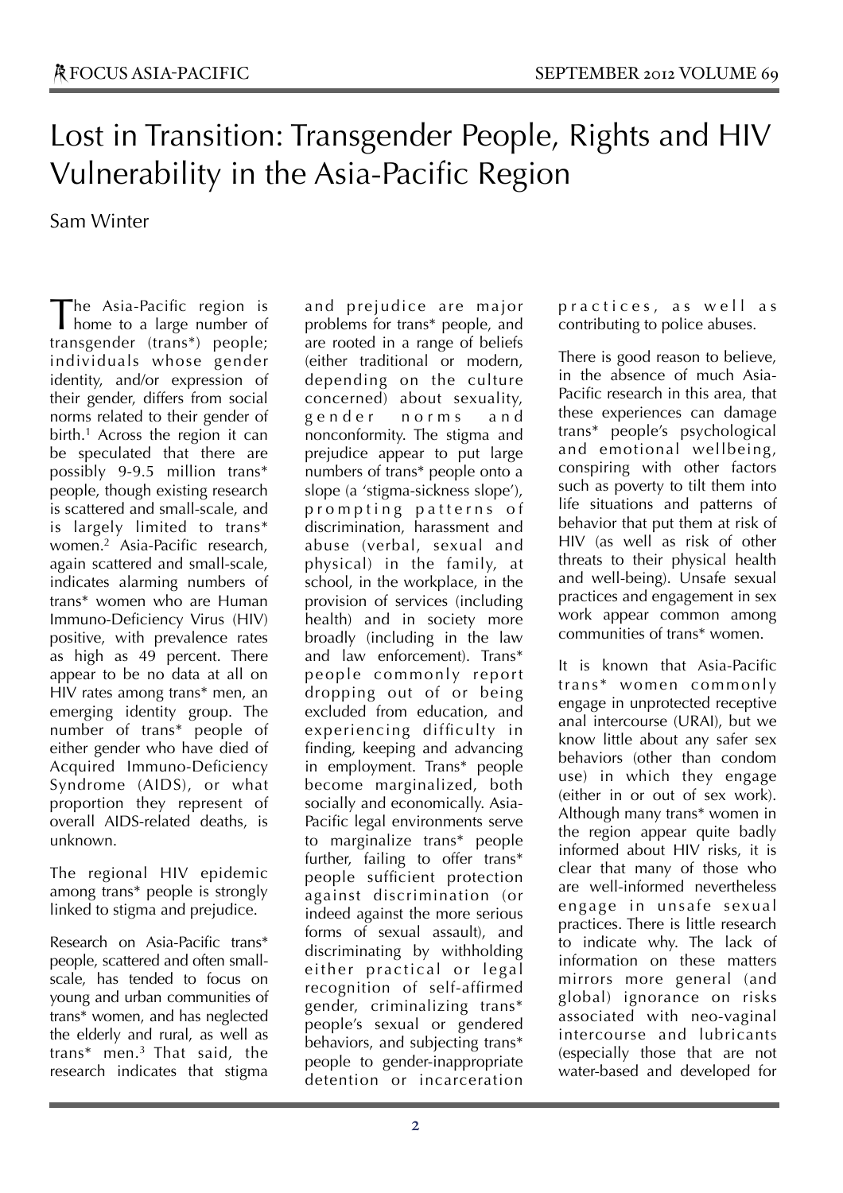# Lost in Transition: Transgender People, Rights and HIV Vulnerability in the Asia-Pacific Region

Sam Winter

The Asia-Pacific region is home to a large number of transgender (trans*) people; individuals whose gender identity, and/or expression of their gender, differs from social norms related to their gender of birth.[1] Across the region it can be speculated that there are possibly 9-9.5 million trans* people, though existing research is scattered and small-scale, and is largely limited to trans* women.[2] Asia-Pacific research, again scattered and small-scale, indicates alarming numbers of trans* women who are Human Immuno-Deficiency Virus (HIV) positive, with prevalence rates as high as 49 percent. There appear to be no data at all on HIV rates among trans* men, an emerging identity group. The number of trans* people of either gender who have died of Acquired Immuno-Deficiency Syndrome (AIDS), or what proportion they represent of overall AIDS-related deaths, is unknown.

The regional HIV epidemic among trans* people is strongly linked to stigma and prejudice.

Research on Asia-Pacific trans* people, scattered and often small-scale, has tended to focus on young and urban communities of trans* women, and has neglected the elderly and rural, as well as trans* men.[3] That said, the research indicates that stigma and prejudice are major problems for trans* people, and are rooted in a range of beliefs (either traditional or modern, depending on the culture concerned) about sexuality, gender norms and nonconformity. The stigma and prejudice appear to put large numbers of trans* people onto a slope (a 'stigma-sickness slope'), prompting patterns of discrimination, harassment and abuse (verbal, sexual and physical) in the family, at school, in the workplace, in the provision of services (including health) and in society more broadly (including in the law and law enforcement). Trans* people commonly report dropping out of or being excluded from education, and experiencing difficulty in finding, keeping and advancing in employment. Trans* people become marginalized, both socially and economically. Asia-Pacific legal environments serve to marginalize trans* people further, failing to offer trans* people sufficient protection against discrimination (or indeed against the more serious forms of sexual assault), and discriminating by withholding either practical or legal recognition of self-affirmed gender, criminalizing trans* people's sexual or gendered behaviors, and subjecting trans* people to gender-inappropriate detention or incarceration practices, as well as contributing to police abuses.

There is good reason to believe, in the absence of much Asia-Pacific research in this area, that these experiences can damage trans* people's psychological and emotional wellbeing, conspiring with other factors such as poverty to tilt them into life situations and patterns of behavior that put them at risk of HIV (as well as risk of other threats to their physical health and well-being). Unsafe sexual practices and engagement in sex work appear common among communities of trans* women.

It is known that Asia-Pacific trans* women commonly engage in unprotected receptive anal intercourse (URAI), but we know little about any safer sex behaviors (other than condom use) in which they engage (either in or out of sex work). Although many trans* women in the region appear quite badly informed about HIV risks, it is clear that many of those who are well-informed nevertheless engage in unsafe sexual practices. There is little research to indicate why. The lack of information on these matters mirrors more general (and global) ignorance on risks associated with neo-vaginal intercourse and lubricants (especially those that are not water-based and developed for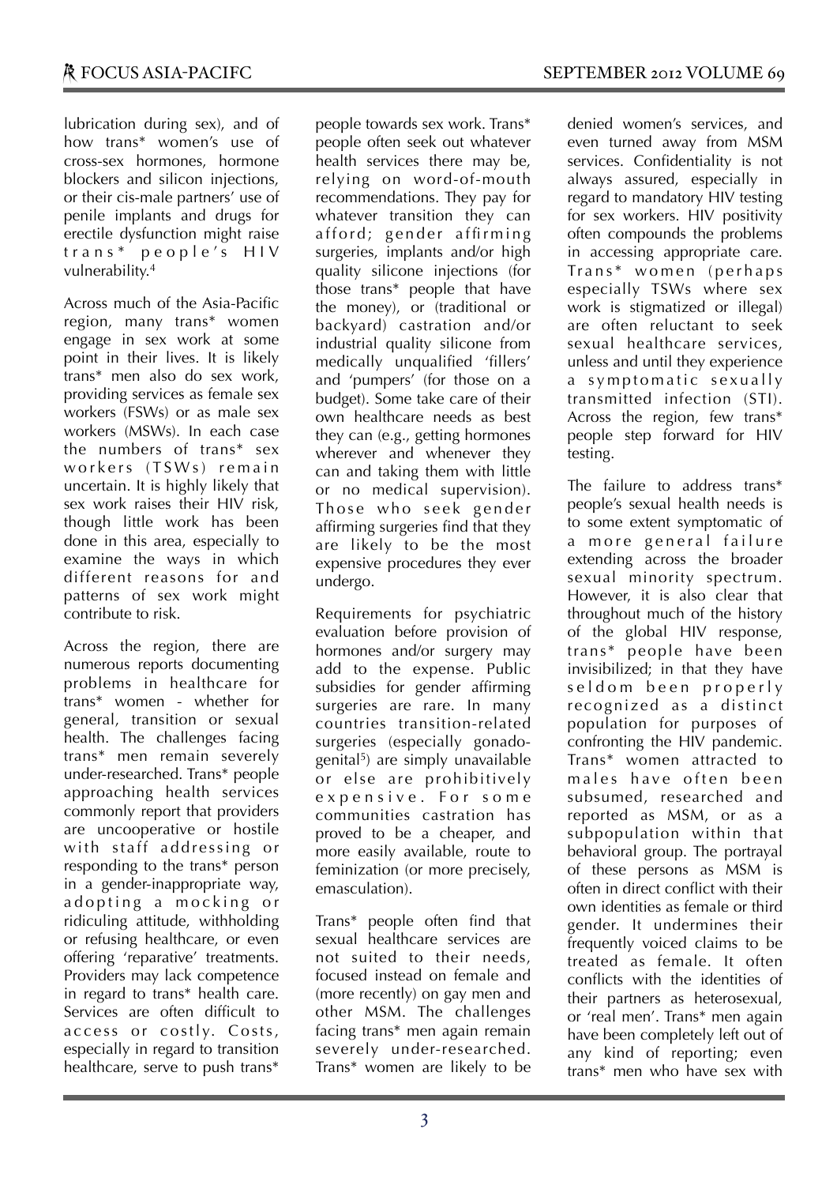lubrication during sex), and of how trans* women's use of cross-sex hormones, hormone blockers and silicon injections, or their cis-male partners' use of penile implants and drugs for erectile dysfunction might raise trans* people's HIV vulnerability.[4]

Across much of the Asia-Pacific region, many trans* women engage in sex work at some point in their lives. It is likely trans* men also do sex work, providing services as female sex workers (FSWs) or as male sex workers (MSWs). In each case the numbers of trans* sex workers (TSWs) remain uncertain. It is highly likely that sex work raises their HIV risk, though little work has been done in this area, especially to examine the ways in which different reasons for and patterns of sex work might contribute to risk.

Across the region, there are numerous reports documenting problems in healthcare for trans* women - whether for general, transition or sexual health. The challenges facing trans* men remain severely under-researched. Trans* people approaching health services commonly report that providers are uncooperative or hostile with staff addressing or responding to the trans* person in a gender-inappropriate way, adopting a mocking or ridiculing attitude, withholding or refusing healthcare, or even offering 'reparative' treatments. Providers may lack competence in regard to trans* health care. Services are often difficult to access or costly. Costs, especially in regard to transition healthcare, serve to push trans* people towards sex work. Trans* people often seek out whatever health services there may be, relying on word-of-mouth recommendations. They pay for whatever transition they can afford; gender affirming surgeries, implants and/or high quality silicone injections (for those trans* people that have the money), or (traditional or backyard) castration and/or industrial quality silicone from medically unqualified 'fillers' and 'pumpers' (for those on a budget). Some take care of their own healthcare needs as best they can (e.g., getting hormones wherever and whenever they can and taking them with little or no medical supervision). Those who seek gender affirming surgeries find that they are likely to be the most expensive procedures they ever undergo.

Requirements for psychiatric evaluation before provision of hormones and/or surgery may add to the expense. Public subsidies for gender affirming surgeries are rare. In many countries transition-related surgeries (especially gonado-genital[5]) are simply unavailable or else are prohibitively expensive. For some communities castration has proved to be a cheaper, and more easily available, route to feminization (or more precisely, emasculation).

Trans* people often find that sexual healthcare services are not suited to their needs, focused instead on female and (more recently) on gay men and other MSM. The challenges facing trans* men again remain severely under-researched. Trans* women are likely to be denied women's services, and even turned away from MSM services. Confidentiality is not always assured, especially in regard to mandatory HIV testing for sex workers. HIV positivity often compounds the problems in accessing appropriate care. Trans* women (perhaps especially TSWs where sex work is stigmatized or illegal) are often reluctant to seek sexual healthcare services, unless and until they experience a symptomatic sexually transmitted infection (STI). Across the region, few trans* people step forward for HIV testing.

The failure to address trans* people's sexual health needs is to some extent symptomatic of a more general failure extending across the broader sexual minority spectrum. However, it is also clear that throughout much of the history of the global HIV response, trans* people have been invisibilized; in that they have seldom been properly recognized as a distinct population for purposes of confronting the HIV pandemic. Trans* women attracted to males have often been subsumed, researched and reported as MSM, or as a subpopulation within that behavioral group. The portrayal of these persons as MSM is often in direct conflict with their own identities as female or third gender. It undermines their frequently voiced claims to be treated as female. It often conflicts with the identities of their partners as heterosexual, or 'real men'. Trans* men again have been completely left out of any kind of reporting; even trans* men who have sex with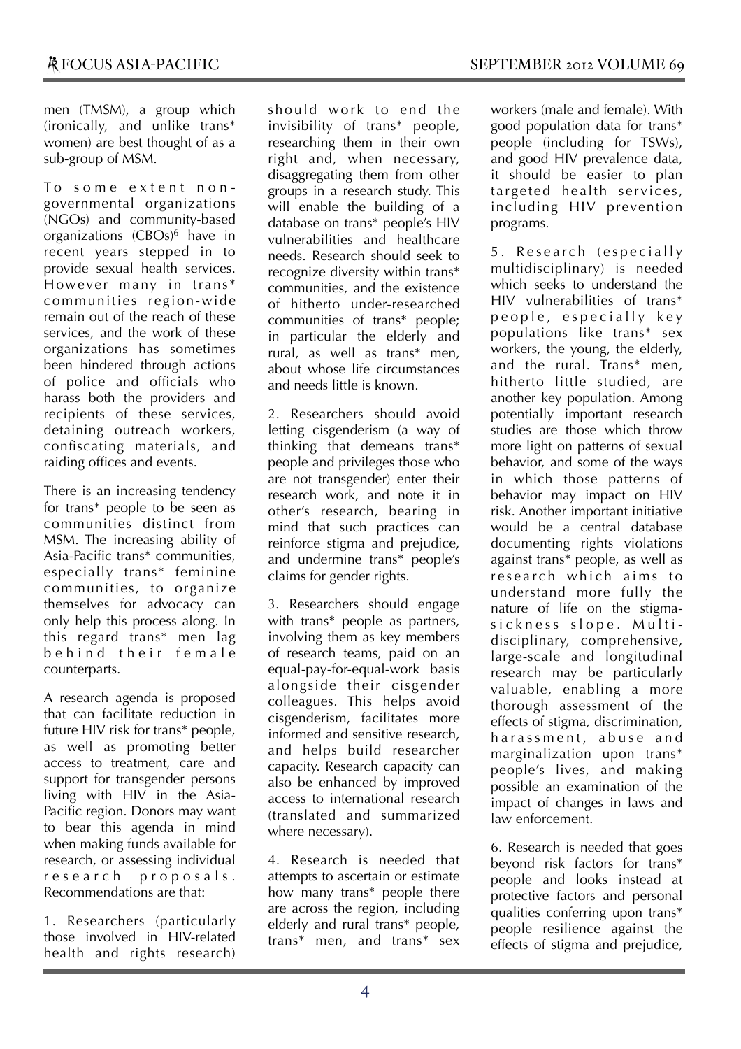men (TMSM), a group which (ironically, and unlike trans* women) are best thought of as a sub-group of MSM.

To some extent non-governmental organizations (NGOs) and community-based organizations (CBOs)[6] have in recent years stepped in to provide sexual health services. However many in trans* communities region-wide remain out of the reach of these services, and the work of these organizations has sometimes been hindered through actions of police and officials who harass both the providers and recipients of these services, detaining outreach workers, confiscating materials, and raiding offices and events.

There is an increasing tendency for trans* people to be seen as communities distinct from MSM. The increasing ability of Asia-Pacific trans* communities, especially trans* feminine communities, to organize themselves for advocacy can only help this process along. In this regard trans* men lag behind their female counterparts.

A research agenda is proposed that can facilitate reduction in future HIV risk for trans* people, as well as promoting better access to treatment, care and support for transgender persons living with HIV in the Asia-Pacific region. Donors may want to bear this agenda in mind when making funds available for research, or assessing individual research proposals. Recommendations are that:

1. Researchers (particularly those involved in HIV-related health and rights research) should work to end the invisibility of trans* people, researching them in their own right and, when necessary, disaggregating them from other groups in a research study. This will enable the building of a database on trans* people's HIV vulnerabilities and healthcare needs. Research should seek to recognize diversity within trans* communities, and the existence of hitherto under-researched communities of trans* people; in particular the elderly and rural, as well as trans* men, about whose life circumstances and needs little is known.

2. Researchers should avoid letting cisgenderism (a way of thinking that demeans trans* people and privileges those who are not transgender) enter their research work, and note it in other's research, bearing in mind that such practices can reinforce stigma and prejudice, and undermine trans* people's claims for gender rights.

3. Researchers should engage with trans* people as partners, involving them as key members of research teams, paid on an equal-pay-for-equal-work basis alongside their cisgender colleagues. This helps avoid cisgenderism, facilitates more informed and sensitive research, and helps build researcher capacity. Research capacity can also be enhanced by improved access to international research (translated and summarized where necessary).

4. Research is needed that attempts to ascertain or estimate how many trans* people there are across the region, including elderly and rural trans* people, trans* men, and trans* sex workers (male and female). With good population data for trans* people (including for TSWs), and good HIV prevalence data, it should be easier to plan targeted health services, including HIV prevention programs.

5. Research (especially multidisciplinary) is needed which seeks to understand the HIV vulnerabilities of trans* people, especially key populations like trans* sex workers, the young, the elderly, and the rural. Trans* men, hitherto little studied, are another key population. Among potentially important research studies are those which throw more light on patterns of sexual behavior, and some of the ways in which those patterns of behavior may impact on HIV risk. Another important initiative would be a central database documenting rights violations against trans* people, as well as research which aims to understand more fully the nature of life on the stigma-sickness slope. Multi-disciplinary, comprehensive, large-scale and longitudinal research may be particularly valuable, enabling a more thorough assessment of the effects of stigma, discrimination, harassment, abuse and marginalization upon trans* people's lives, and making possible an examination of the impact of changes in laws and law enforcement.

6. Research is needed that goes beyond risk factors for trans* people and looks instead at protective factors and personal qualities conferring upon trans* people resilience against the effects of stigma and prejudice,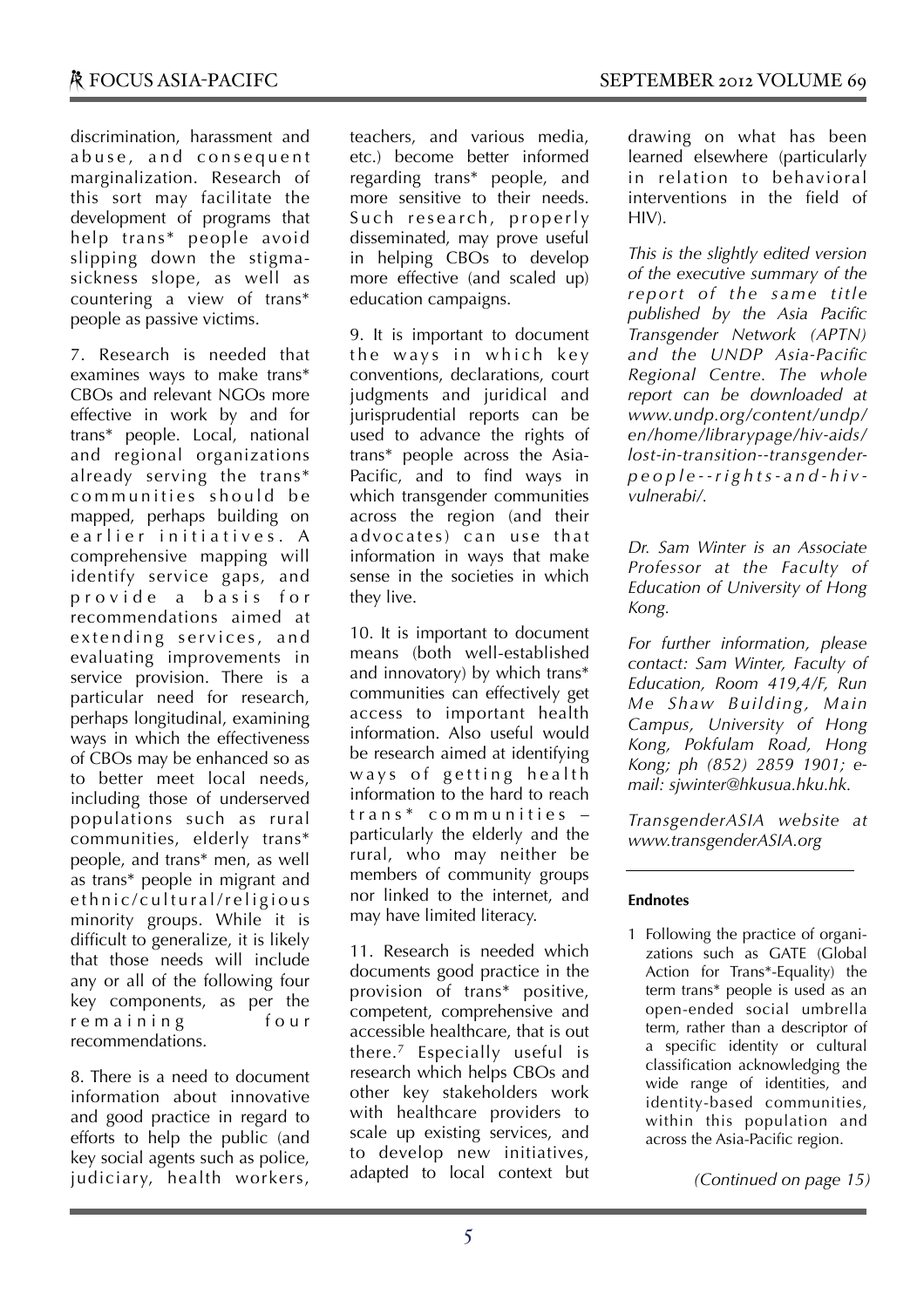discrimination, harassment and abuse, and consequent marginalization. Research of this sort may facilitate the development of programs that help trans* people avoid slipping down the stigma-sickness slope, as well as countering a view of trans* people as passive victims.

7. Research is needed that examines ways to make trans* CBOs and relevant NGOs more effective in work by and for trans* people. Local, national and regional organizations already serving the trans* communities should be mapped, perhaps building on earlier initiatives. A comprehensive mapping will identify service gaps, and provide a basis for recommendations aimed at extending services, and evaluating improvements in service provision. There is a particular need for research, perhaps longitudinal, examining ways in which the effectiveness of CBOs may be enhanced so as to better meet local needs, including those of underserved populations such as rural communities, elderly trans* people, and trans* men, as well as trans* people in migrant and ethnic/cultural/religious minority groups. While it is difficult to generalize, it is likely that those needs will include any or all of the following four key components, as per the remaining four recommendations.

8. There is a need to document information about innovative and good practice in regard to efforts to help the public (and key social agents such as police, judiciary, health workers, teachers, and various media, etc.) become better informed regarding trans* people, and more sensitive to their needs. Such research, properly disseminated, may prove useful in helping CBOs to develop more effective (and scaled up) education campaigns.

9. It is important to document the ways in which key conventions, declarations, court judgments and juridical and jurisprudential reports can be used to advance the rights of trans* people across the Asia-Pacific, and to find ways in which transgender communities across the region (and their advocates) can use that information in ways that make sense in the societies in which they live.

10. It is important to document means (both well-established and innovatory) by which trans* communities can effectively get access to important health information. Also useful would be research aimed at identifying ways of getting health information to the hard to reach trans* communities – particularly the elderly and the rural, who may neither be members of community groups nor linked to the internet, and may have limited literacy.

11. Research is needed which documents good practice in the provision of trans* positive, competent, comprehensive and accessible healthcare, that is out there.[7] Especially useful is research which helps CBOs and other key stakeholders work with healthcare providers to scale up existing services, and to develop new initiatives, adapted to local context but drawing on what has been learned elsewhere (particularly in relation to behavioral interventions in the field of HIV).

*This is the slightly edited version of the executive summary of the report of the same title published by the Asia Pacific Transgender Network (APTN) and the UNDP Asia-Pacific Regional Centre. The whole report can be downloaded at www.undp.org/content/undp/en/home/librarypage/hiv-aids/lost-in-transition--transgender-people--rights-and-hiv-vulnerabi/.*

*Dr. Sam Winter is an Associate Professor at the Faculty of Education of University of Hong Kong.*

*For further information, please contact: Sam Winter, Faculty of Education, Room 419,4/F, Run Me Shaw Building, Main Campus, University of Hong Kong, Pokfulam Road, Hong Kong; ph (852) 2859 1901; e-mail: sjwinter@hkusua.hku.hk.*

*TransgenderASIA website at www.transgenderASIA.org*

---

**Endnotes**

1 Following the practice of organizations such as GATE (Global Action for Trans*-Equality) the term trans* people is used as an open-ended social umbrella term, rather than a descriptor of a specific identity or cultural classification acknowledging the wide range of identities, and identity-based communities, within this population and across the Asia-Pacific region.

*(Continued on page 15)*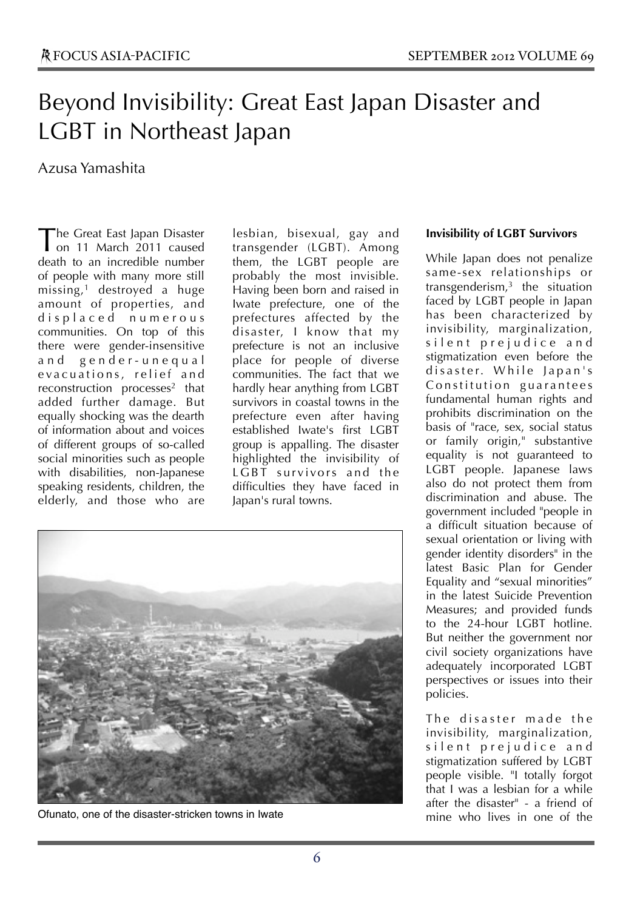# Beyond Invisibility: Great East Japan Disaster and LGBT in Northeast Japan

Azusa Yamashita

The Great East Japan Disaster on 11 March 2011 caused death to an incredible number of people with many more still missing,[1] destroyed a huge amount of properties, and displaced numerous communities. On top of this there were gender-insensitive and gender-unequal evacuations, relief and reconstruction processes[2] that added further damage. But equally shocking was the dearth of information about and voices of different groups of so-called social minorities such as people with disabilities, non-Japanese speaking residents, children, the elderly, and those who are lesbian, bisexual, gay and transgender (LGBT). Among them, the LGBT people are probably the most invisible. Having been born and raised in Iwate prefecture, one of the prefectures affected by the disaster, I know that my prefecture is not an inclusive place for people of diverse communities. The fact that we hardly hear anything from LGBT survivors in coastal towns in the prefecture even after having established Iwate's first LGBT group is appalling. The disaster highlighted the invisibility of LGBT survivors and the difficulties they have faced in Japan's rural towns.

Ofunato, one of the disaster-stricken towns in Iwate

**Invisibility of LGBT Survivors**

While Japan does not penalize same-sex relationships or transgenderism,[3] the situation faced by LGBT people in Japan has been characterized by invisibility, marginalization, silent prejudice and stigmatization even before the disaster. While Japan's Constitution guarantees fundamental human rights and prohibits discrimination on the basis of "race, sex, social status or family origin," substantive equality is not guaranteed to LGBT people. Japanese laws also do not protect them from discrimination and abuse. The government included "people in a difficult situation because of sexual orientation or living with gender identity disorders" in the latest Basic Plan for Gender Equality and "sexual minorities" in the latest Suicide Prevention Measures; and provided funds to the 24-hour LGBT hotline. But neither the government nor civil society organizations have adequately incorporated LGBT perspectives or issues into their policies.

The disaster made the invisibility, marginalization, silent prejudice and stigmatization suffered by LGBT people visible. "I totally forgot that I was a lesbian for a while after the disaster" - a friend of mine who lives in one of the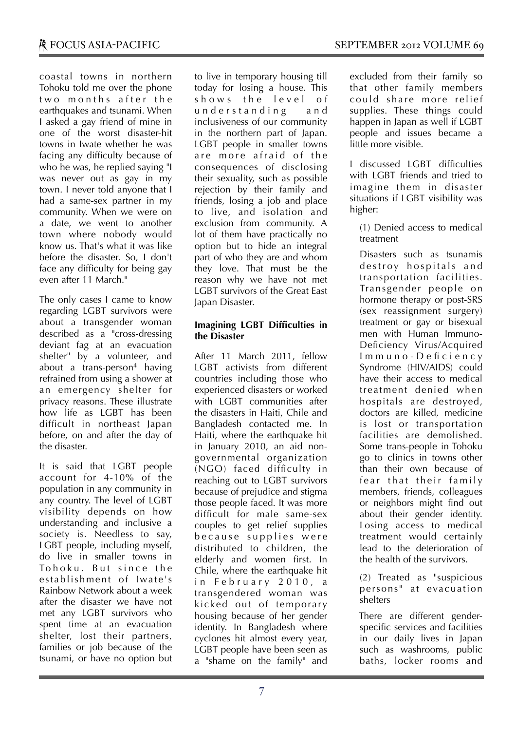coastal towns in northern Tohoku told me over the phone two months after the earthquakes and tsunami. When I asked a gay friend of mine in one of the worst disaster-hit towns in Iwate whether he was facing any difficulty because of who he was, he replied saying "I was never out as gay in my town. I never told anyone that I had a same-sex partner in my community. When we were on a date, we went to another town where nobody would know us. That's what it was like before the disaster. So, I don't face any difficulty for being gay even after 11 March."

The only cases I came to know regarding LGBT survivors were about a transgender woman described as a "cross-dressing deviant fag at an evacuation shelter" by a volunteer, and about a trans-person[4] having refrained from using a shower at an emergency shelter for privacy reasons. These illustrate how life as LGBT has been difficult in northeast Japan before, on and after the day of the disaster.

It is said that LGBT people account for 4-10% of the population in any community in any country. The level of LGBT visibility depends on how understanding and inclusive a society is. Needless to say, LGBT people, including myself, do live in smaller towns in Tohoku. But since the establishment of Iwate's Rainbow Network about a week after the disaster we have not met any LGBT survivors who spent time at an evacuation shelter, lost their partners, families or job because of the tsunami, or have no option but to live in temporary housing till today for losing a house. This shows the level of understanding and inclusiveness of our community in the northern part of Japan. LGBT people in smaller towns are more afraid of the consequences of disclosing their sexuality, such as possible rejection by their family and friends, losing a job and place to live, and isolation and exclusion from community. A lot of them have practically no option but to hide an integral part of who they are and whom they love. That must be the reason why we have not met LGBT survivors of the Great East Japan Disaster.

### Imagining LGBT Difficulties in the Disaster

After 11 March 2011, fellow LGBT activists from different countries including those who experienced disasters or worked with LGBT communities after the disasters in Haiti, Chile and Bangladesh contacted me. In Haiti, where the earthquake hit in January 2010, an aid non-governmental organization (NGO) faced difficulty in reaching out to LGBT survivors because of prejudice and stigma those people faced. It was more difficult for male same-sex couples to get relief supplies because supplies were distributed to children, the elderly and women first. In Chile, where the earthquake hit in February 2010, a transgendered woman was kicked out of temporary housing because of her gender identity. In Bangladesh where cyclones hit almost every year, LGBT people have been seen as a "shame on the family" and excluded from their family so that other family members could share more relief supplies. These things could happen in Japan as well if LGBT people and issues became a little more visible.

I discussed LGBT difficulties with LGBT friends and tried to imagine them in disaster situations if LGBT visibility was higher:

(1) Denied access to medical treatment

Disasters such as tsunamis destroy hospitals and transportation facilities. Transgender people on hormone therapy or post-SRS (sex reassignment surgery) treatment or gay or bisexual men with Human Immuno-Deficiency Virus/Acquired Immuno-Deficiency Syndrome (HIV/AIDS) could have their access to medical treatment denied when hospitals are destroyed, doctors are killed, medicine is lost or transportation facilities are demolished. Some trans-people in Tohoku go to clinics in towns other than their own because of fear that their family members, friends, colleagues or neighbors might find out about their gender identity. Losing access to medical treatment would certainly lead to the deterioration of the health of the survivors.

(2) Treated as "suspicious persons" at evacuation shelters

There are different gender-specific services and facilities in our daily lives in Japan such as washrooms, public baths, locker rooms and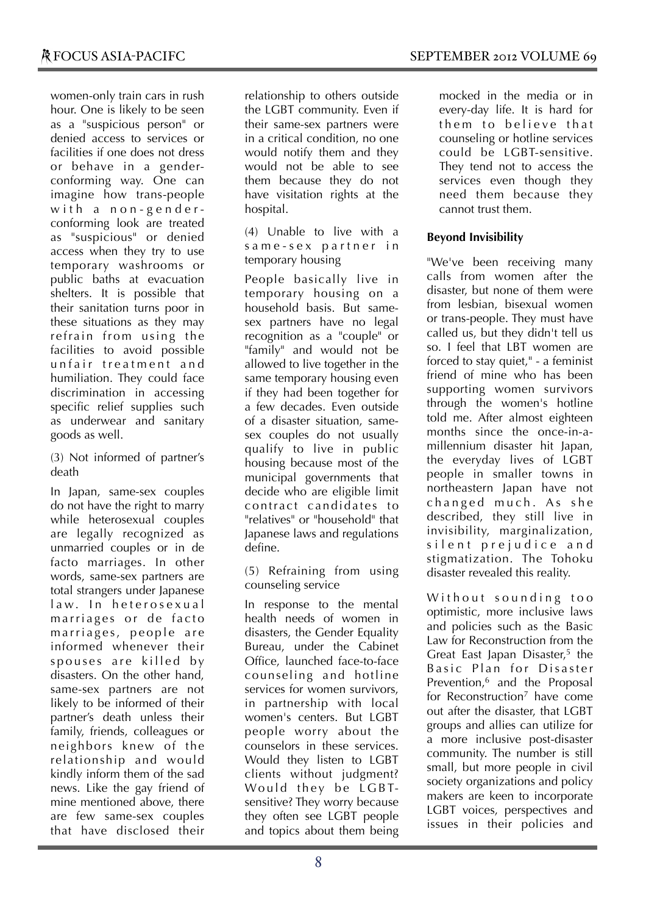women-only train cars in rush hour. One is likely to be seen as a "suspicious person" or denied access to services or facilities if one does not dress or behave in a gender-conforming way. One can imagine how trans-people with a non-gender-conforming look are treated as "suspicious" or denied access when they try to use temporary washrooms or public baths at evacuation shelters. It is possible that their sanitation turns poor in these situations as they may refrain from using the facilities to avoid possible unfair treatment and humiliation. They could face discrimination in accessing specific relief supplies such as underwear and sanitary goods as well.

(3) Not informed of partner's death

In Japan, same-sex couples do not have the right to marry while heterosexual couples are legally recognized as unmarried couples or in de facto marriages. In other words, same-sex partners are total strangers under Japanese law. In heterosexual marriages or de facto marriages, people are informed whenever their spouses are killed by disasters. On the other hand, same-sex partners are not likely to be informed of their partner's death unless their family, friends, colleagues or neighbors knew of the relationship and would kindly inform them of the sad news. Like the gay friend of mine mentioned above, there are few same-sex couples that have disclosed their relationship to others outside the LGBT community. Even if their same-sex partners were in a critical condition, no one would notify them and they would not be able to see them because they do not have visitation rights at the hospital.

(4) Unable to live with a same-sex partner in temporary housing

People basically live in temporary housing on a household basis. But same-sex partners have no legal recognition as a "couple" or "family" and would not be allowed to live together in the same temporary housing even if they had been together for a few decades. Even outside of a disaster situation, same-sex couples do not usually qualify to live in public housing because most of the municipal governments that decide who are eligible limit contract candidates to "relatives" or "household" that Japanese laws and regulations define.

(5) Refraining from using counseling service

In response to the mental health needs of women in disasters, the Gender Equality Bureau, under the Cabinet Office, launched face-to-face counseling and hotline services for women survivors, in partnership with local women's centers. But LGBT people worry about the counselors in these services. Would they listen to LGBT clients without judgment? Would they be LGBT-sensitive? They worry because they often see LGBT people and topics about them being mocked in the media or in every-day life. It is hard for them to believe that counseling or hotline services could be LGBT-sensitive. They tend not to access the services even though they need them because they cannot trust them.

**Beyond Invisibility**

"We've been receiving many calls from women after the disaster, but none of them were from lesbian, bisexual women or trans-people. They must have called us, but they didn't tell us so. I feel that LBT women are forced to stay quiet," - a feminist friend of mine who has been supporting women survivors through the women's hotline told me. After almost eighteen months since the once-in-a-millennium disaster hit Japan, the everyday lives of LGBT people in smaller towns in northeastern Japan have not changed much. As she described, they still live in invisibility, marginalization, silent prejudice and stigmatization. The Tohoku disaster revealed this reality.

Without sounding too optimistic, more inclusive laws and policies such as the Basic Law for Reconstruction from the Great East Japan Disaster,[5] the Basic Plan for Disaster Prevention,[6] and the Proposal for Reconstruction[7] have come out after the disaster, that LGBT groups and allies can utilize for a more inclusive post-disaster community. The number is still small, but more people in civil society organizations and policy makers are keen to incorporate LGBT voices, perspectives and issues in their policies and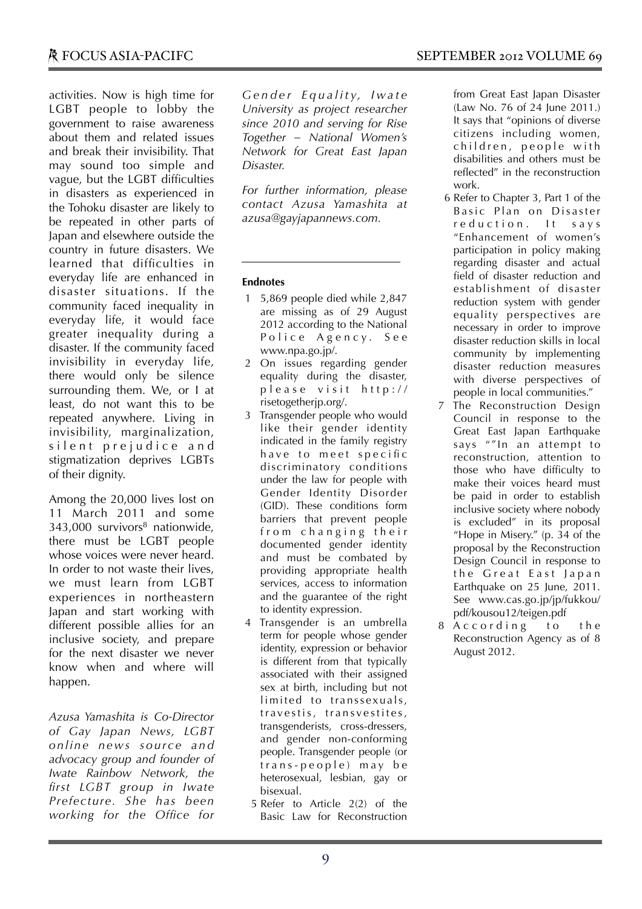activities. Now is high time for LGBT people to lobby the government to raise awareness about them and related issues and break their invisibility. That may sound too simple and vague, but the LGBT difficulties in disasters as experienced in the Tohoku disaster are likely to be repeated in other parts of Japan and elsewhere outside the country in future disasters. We learned that difficulties in everyday life are enhanced in disaster situations. If the community faced inequality in everyday life, it would face greater inequality during a disaster. If the community faced invisibility in everyday life, there would only be silence surrounding them. We, or I at least, do not want this to be repeated anywhere. Living in invisibility, marginalization, silent prejudice and stigmatization deprives LGBTs of their dignity.

Among the 20,000 lives lost on 11 March 2011 and some 343,000 survivors[8] nationwide, there must be LGBT people whose voices were never heard. In order to not waste their lives, we must learn from LGBT experiences in northeastern Japan and start working with different possible allies for an inclusive society, and prepare for the next disaster we never know when and where will happen.

*Azusa Yamashita is Co-Director of Gay Japan News, LGBT online news source and advocacy group and founder of Iwate Rainbow Network, the first LGBT group in Iwate Prefecture. She has been working for the Office for Gender Equality, Iwate University as project researcher since 2010 and serving for Rise Together – National Women's Network for Great East Japan Disaster.*

*For further information, please contact Azusa Yamashita at azusa@gayjapannews.com.*

---

**Endnotes**

1. 5,869 people died while 2,847 are missing as of 29 August 2012 according to the National Police Agency. See www.npa.go.jp/.
2. On issues regarding gender equality during the disaster, please visit http://risetogetherjp.org/.
3. Transgender people who would like their gender identity indicated in the family registry have to meet specific discriminatory conditions under the law for people with Gender Identity Disorder (GID). These conditions form barriers that prevent people from changing their documented gender identity and must be combated by providing appropriate health services, access to information and the guarantee of the right to identity expression.
4. Transgender is an umbrella term for people whose gender identity, expression or behavior is different from that typically associated with their assigned sex at birth, including but not limited to transsexuals, travestis, transvestites, transgenderists, cross-dressers, and gender non-conforming people. Transgender people (or trans-people) may be heterosexual, lesbian, gay or bisexual.
5. Refer to Article 2(2) of the Basic Law for Reconstruction from Great East Japan Disaster (Law No. 76 of 24 June 2011.) It says that "opinions of diverse citizens including women, children, people with disabilities and others must be reflected" in the reconstruction work.
6. Refer to Chapter 3, Part 1 of the Basic Plan on Disaster reduction. It says "Enhancement of women's participation in policy making regarding disaster and actual field of disaster reduction and establishment of disaster reduction system with gender equality perspectives are necessary in order to improve disaster reduction skills in local community by implementing disaster reduction measures with diverse perspectives of people in local communities."
7. The Reconstruction Design Council in response to the Great East Japan Earthquake says ""In an attempt to reconstruction, attention to those who have difficulty to make their voices heard must be paid in order to establish inclusive society where nobody is excluded" in its proposal "Hope in Misery." (p. 34 of the proposal by the Reconstruction Design Council in response to the Great East Japan Earthquake on 25 June, 2011. See www.cas.go.jp/jp/fukkou/pdf/kousou12/teigen.pdf
8. According to the Reconstruction Agency as of 8 August 2012.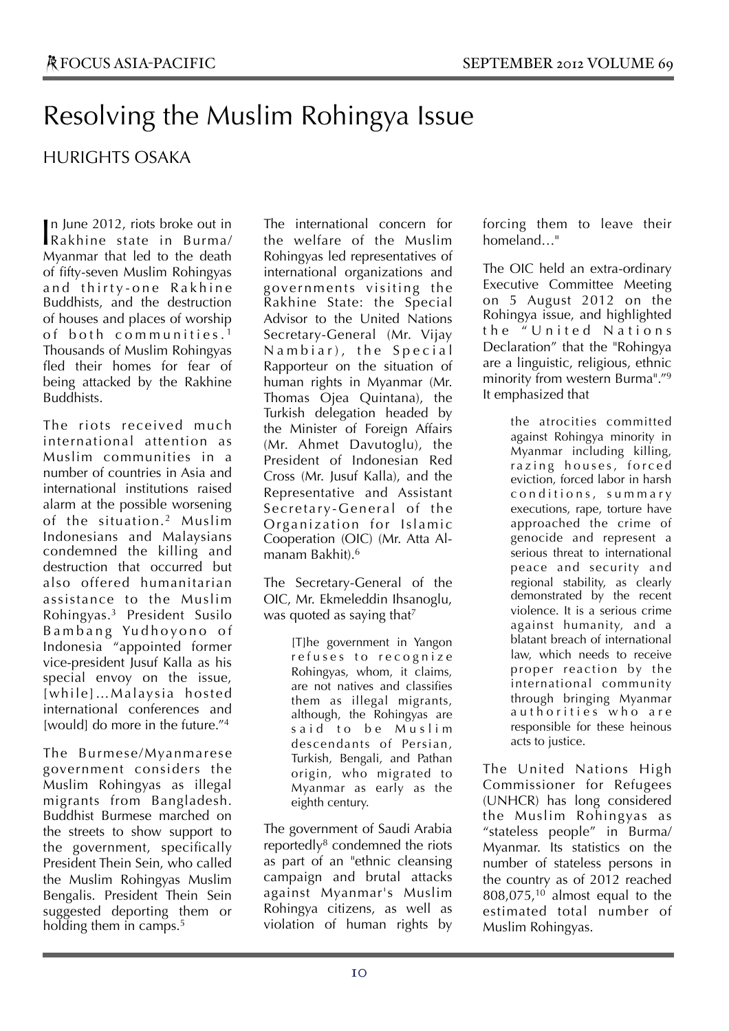# Resolving the Muslim Rohingya Issue

HURIGHTS OSAKA

In June 2012, riots broke out in Rakhine state in Burma/Myanmar that led to the death of fifty-seven Muslim Rohingyas and thirty-one Rakhine Buddhists, and the destruction of houses and places of worship of both communities.[1] Thousands of Muslim Rohingyas fled their homes for fear of being attacked by the Rakhine Buddhists.

The riots received much international attention as Muslim communities in a number of countries in Asia and international institutions raised alarm at the possible worsening of the situation.[2] Muslim Indonesians and Malaysians condemned the killing and destruction that occurred but also offered humanitarian assistance to the Muslim Rohingyas.[3] President Susilo Bambang Yudhoyono of Indonesia "appointed former vice-president Jusuf Kalla as his special envoy on the issue, [while]...Malaysia hosted international conferences and [would] do more in the future."[4]

The Burmese/Myanmarese government considers the Muslim Rohingyas as illegal migrants from Bangladesh. Buddhist Burmese marched on the streets to show support to the government, specifically President Thein Sein, who called the Muslim Rohingyas Muslim Bengalis. President Thein Sein suggested deporting them or holding them in camps.[5]

The international concern for the welfare of the Muslim Rohingyas led representatives of international organizations and governments visiting the Rakhine State: the Special Advisor to the United Nations Secretary-General (Mr. Vijay Nambiar), the Special Rapporteur on the situation of human rights in Myanmar (Mr. Thomas Ojea Quintana), the Turkish delegation headed by the Minister of Foreign Affairs (Mr. Ahmet Davutoglu), the President of Indonesian Red Cross (Mr. Jusuf Kalla), and the Representative and Assistant Secretary-General of the Organization for Islamic Cooperation (OIC) (Mr. Atta Al-manam Bakhit).[6]

The Secretary-General of the OIC, Mr. Ekmeleddin Ihsanoglu, was quoted as saying that[7]

> [T]he government in Yangon refuses to recognize Rohingyas, whom, it claims, are not natives and classifies them as illegal migrants, although, the Rohingyas are said to be Muslim descendants of Persian, Turkish, Bengali, and Pathan origin, who migrated to Myanmar as early as the eighth century.

The government of Saudi Arabia reportedly[8] condemned the riots as part of an "ethnic cleansing campaign and brutal attacks against Myanmar's Muslim Rohingya citizens, as well as violation of human rights by forcing them to leave their homeland..."

The OIC held an extra-ordinary Executive Committee Meeting on 5 August 2012 on the Rohingya issue, and highlighted the "United Nations Declaration" that the "Rohingya are a linguistic, religious, ethnic minority from western Burma".[9] It emphasized that

> the atrocities committed against Rohingya minority in Myanmar including killing, razing houses, forced eviction, forced labor in harsh conditions, summary executions, rape, torture have approached the crime of genocide and represent a serious threat to international peace and security and regional stability, as clearly demonstrated by the recent violence. It is a serious crime against humanity, and a blatant breach of international law, which needs to receive proper reaction by the international community through bringing Myanmar authorities who are responsible for these heinous acts to justice.

The United Nations High Commissioner for Refugees (UNHCR) has long considered the Muslim Rohingyas as "stateless people" in Burma/Myanmar. Its statistics on the number of stateless persons in the country as of 2012 reached 808,075,[10] almost equal to the estimated total number of Muslim Rohingyas.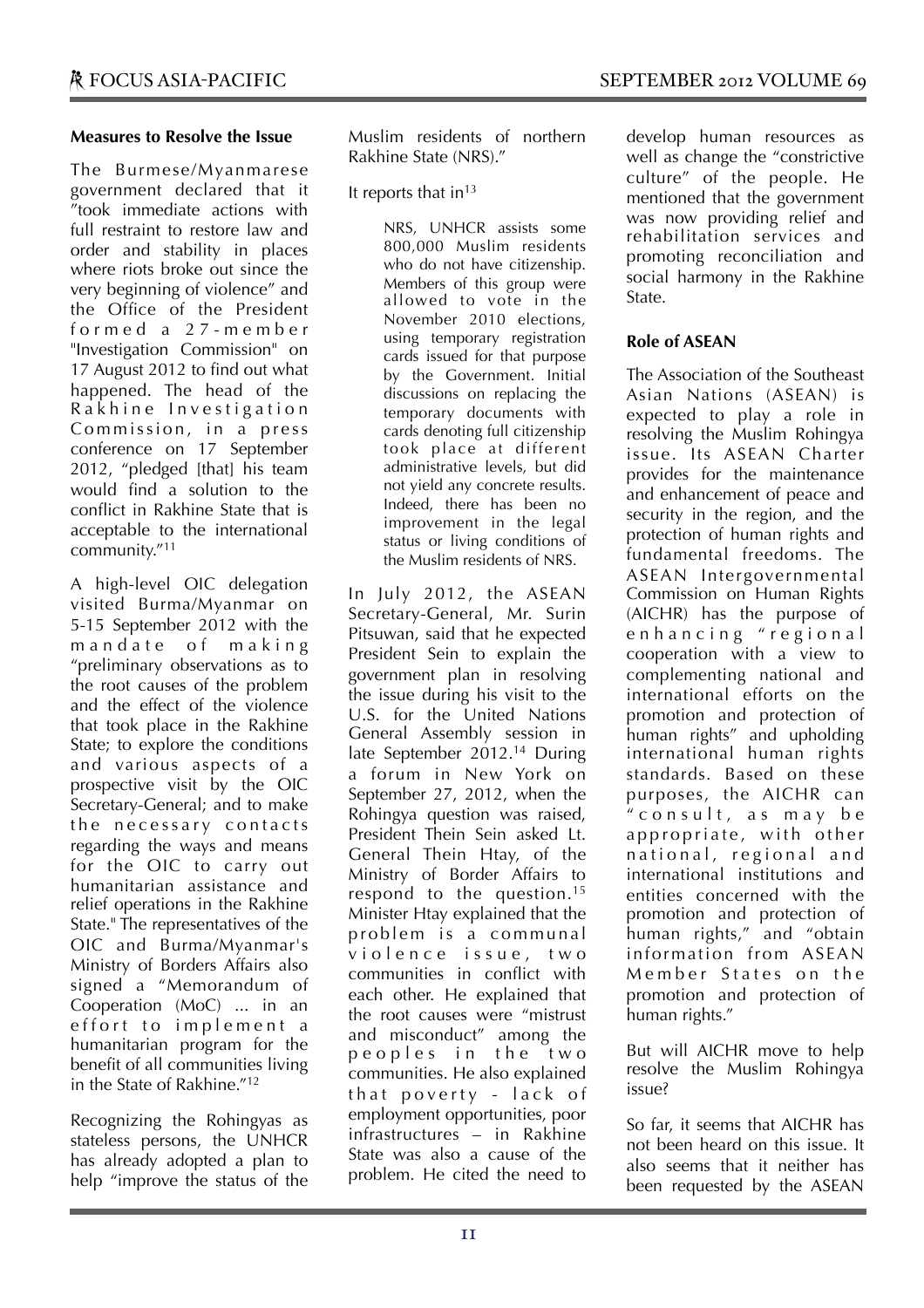### Measures to Resolve the Issue

The Burmese/Myanmarese government declared that it "took immediate actions with full restraint to restore law and order and stability in places where riots broke out since the very beginning of violence" and the Office of the President formed a 27-member "Investigation Commission" on 17 August 2012 to find out what happened. The head of the Rakhine Investigation Commission, in a press conference on 17 September 2012, "pledged [that] his team would find a solution to the conflict in Rakhine State that is acceptable to the international community."[11]

A high-level OIC delegation visited Burma/Myanmar on 5-15 September 2012 with the mandate of making "preliminary observations as to the root causes of the problem and the effect of the violence that took place in the Rakhine State; to explore the conditions and various aspects of a prospective visit by the OIC Secretary-General; and to make the necessary contacts regarding the ways and means for the OIC to carry out humanitarian assistance and relief operations in the Rakhine State." The representatives of the OIC and Burma/Myanmar's Ministry of Borders Affairs also signed a "Memorandum of Cooperation (MoC) ... in an effort to implement a humanitarian program for the benefit of all communities living in the State of Rakhine."[12]

Recognizing the Rohingyas as stateless persons, the UNHCR has already adopted a plan to help "improve the status of the Muslim residents of northern Rakhine State (NRS)."

It reports that in[13]

> NRS, UNHCR assists some 800,000 Muslim residents who do not have citizenship. Members of this group were allowed to vote in the November 2010 elections, using temporary registration cards issued for that purpose by the Government. Initial discussions on replacing the temporary documents with cards denoting full citizenship took place at different administrative levels, but did not yield any concrete results. Indeed, there has been no improvement in the legal status or living conditions of the Muslim residents of NRS.

In July 2012, the ASEAN Secretary-General, Mr. Surin Pitsuwan, said that he expected President Sein to explain the government plan in resolving the issue during his visit to the U.S. for the United Nations General Assembly session in late September 2012.[14] During a forum in New York on September 27, 2012, when the Rohingya question was raised, President Thein Sein asked Lt. General Thein Htay, of the Ministry of Border Affairs to respond to the question.[15] Minister Htay explained that the problem is a communal violence issue, two communities in conflict with each other. He explained that the root causes were "mistrust and misconduct" among the peoples in the two communities. He also explained that poverty - lack of employment opportunities, poor infrastructures – in Rakhine State was also a cause of the problem. He cited the need to develop human resources as well as change the "constrictive culture" of the people. He mentioned that the government was now providing relief and rehabilitation services and promoting reconciliation and social harmony in the Rakhine State.

### Role of ASEAN

The Association of the Southeast Asian Nations (ASEAN) is expected to play a role in resolving the Muslim Rohingya issue. Its ASEAN Charter provides for the maintenance and enhancement of peace and security in the region, and the protection of human rights and fundamental freedoms. The ASEAN Intergovernmental Commission on Human Rights (AICHR) has the purpose of enhancing "regional cooperation with a view to complementing national and international efforts on the promotion and protection of human rights" and upholding international human rights standards. Based on these purposes, the AICHR can "consult, as may be appropriate, with other national, regional and international institutions and entities concerned with the promotion and protection of human rights," and "obtain information from ASEAN Member States on the promotion and protection of human rights."

But will AICHR move to help resolve the Muslim Rohingya issue?

So far, it seems that AICHR has not been heard on this issue. It also seems that it neither has been requested by the ASEAN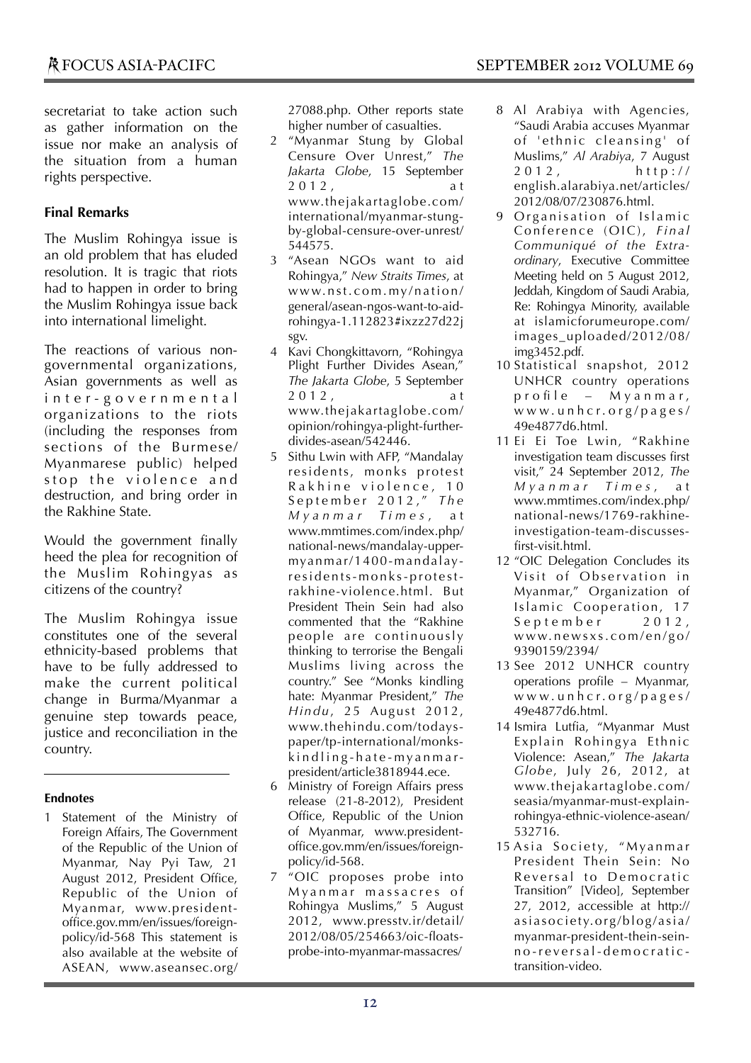secretariat to take action such as gather information on the issue nor make an analysis of the situation from a human rights perspective.

### Final Remarks

The Muslim Rohingya issue is an old problem that has eluded resolution. It is tragic that riots had to happen in order to bring the Muslim Rohingya issue back into international limelight.

The reactions of various non-governmental organizations, Asian governments as well as inter-governmental organizations to the riots (including the responses from sections of the Burmese/Myanmarese public) helped stop the violence and destruction, and bring order in the Rakhine State.

Would the government finally heed the plea for recognition of the Muslim Rohingyas as citizens of the country?

The Muslim Rohingya issue constitutes one of the several ethnicity-based problems that have to be fully addressed to make the current political change in Burma/Myanmar a genuine step towards peace, justice and reconciliation in the country.

---

### Endnotes

1 Statement of the Ministry of Foreign Affairs, The Government of the Republic of the Union of Myanmar, Nay Pyi Taw, 21 August 2012, President Office, Republic of the Union of Myanmar, www.president-office.gov.mm/en/issues/foreign-policy/id-568 This statement is also available at the website of ASEAN, www.aseansec.org/27088.php. Other reports state higher number of casualties.

2 "Myanmar Stung by Global Censure Over Unrest," *The Jakarta Globe*, 15 September 2012, at www.thejakartaglobe.com/international/myanmar-stung-by-global-censure-over-unrest/544575.

3 "Asean NGOs want to aid Rohingya," *New Straits Times*, at www.nst.com.my/nation/general/asean-ngos-want-to-aid-rohingya-1.112823#ixzz27d22jsgv.

4 Kavi Chongkittavorn, "Rohingya Plight Further Divides Asean," *The Jakarta Globe*, 5 September 2012, at www.thejakartaglobe.com/opinion/rohingya-plight-further-divides-asean/542446.

5 Sithu Lwin with AFP, "Mandalay residents, monks protest Rakhine violence, 10 September 2012," *The Myanmar Times*, at www.mmtimes.com/index.php/national-news/mandalay-upper-myanmar/1400-mandalay-residents-monks-protest-rakhine-violence.html. But President Thein Sein had also commented that the "Rakhine people are continuously thinking to terrorise the Bengali Muslims living across the country." See "Monks kindling hate: Myanmar President," *The Hindu*, 25 August 2012, www.thehindu.com/todays-paper/tp-international/monks-kindling-hate-myanmar-president/article3818944.ece.

6 Ministry of Foreign Affairs press release (21-8-2012), President Office, Republic of the Union of Myanmar, www.president-office.gov.mm/en/issues/foreign-policy/id-568.

7 "OIC proposes probe into Myanmar massacres of Rohingya Muslims," 5 August 2012, www.presstv.ir/detail/2012/08/05/254663/oic-floats-probe-into-myanmar-massacres/

8 Al Arabiya with Agencies, "Saudi Arabia accuses Myanmar of 'ethnic cleansing' of Muslims," *Al Arabiya*, 7 August 2012, http://english.alarabiya.net/articles/2012/08/07/230876.html.

9 Organisation of Islamic Conference (OIC), *Final Communiqué of the Extra-ordinary*, Executive Committee Meeting held on 5 August 2012, Jeddah, Kingdom of Saudi Arabia, Re: Rohingya Minority, available at islamicforumeurope.com/images_uploaded/2012/08/img3452.pdf.

10 Statistical snapshot, 2012 UNHCR country operations profile – Myanmar, www.unhcr.org/pages/49e4877d6.html.

11 Ei Ei Toe Lwin, "Rakhine investigation team discusses first visit," 24 September 2012, *The Myanmar Times*, at www.mmtimes.com/index.php/national-news/1769-rakhine-investigation-team-discusses-first-visit.html.

12 "OIC Delegation Concludes its Visit of Observation in Myanmar," Organization of Islamic Cooperation, 17 September 2012, www.newsxs.com/en/go/9390159/2394/

13 See 2012 UNHCR country operations profile – Myanmar, www.unhcr.org/pages/49e4877d6.html.

14 Ismira Lutfia, "Myanmar Must Explain Rohingya Ethnic Violence: Asean," *The Jakarta Globe*, July 26, 2012, at www.thejakartaglobe.com/seasia/myanmar-must-explain-rohingya-ethnic-violence-asean/532716.

15 Asia Society, "Myanmar President Thein Sein: No Reversal to Democratic Transition" [Video], September 27, 2012, accessible at http://asiasociety.org/blog/asia/myanmar-president-thein-sein-no-reversal-democratic-transition-video.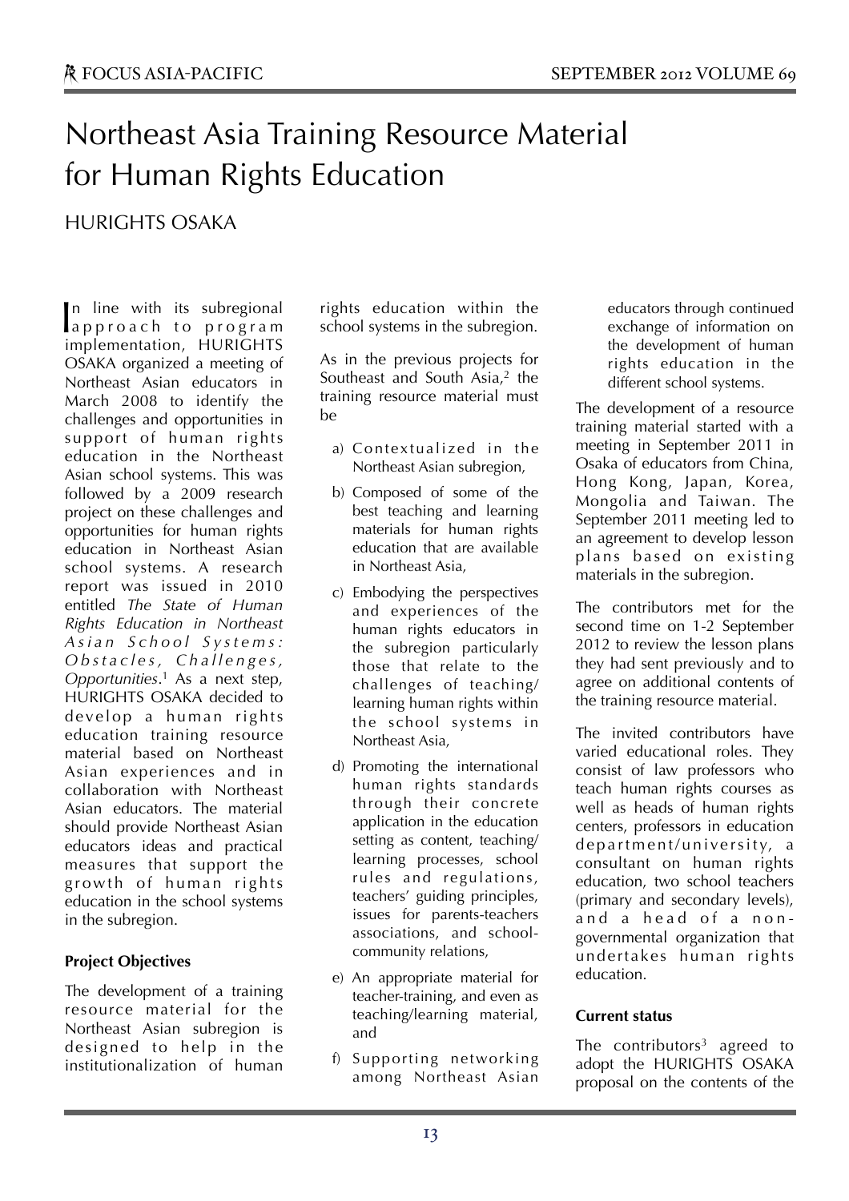# Northeast Asia Training Resource Material for Human Rights Education

HURIGHTS OSAKA

In line with its subregional approach to program implementation, HURIGHTS OSAKA organized a meeting of Northeast Asian educators in March 2008 to identify the challenges and opportunities in support of human rights education in the Northeast Asian school systems. This was followed by a 2009 research project on these challenges and opportunities for human rights education in Northeast Asian school systems. A research report was issued in 2010 entitled *The State of Human Rights Education in Northeast Asian School Systems: Obstacles, Challenges, Opportunities*.[1] As a next step, HURIGHTS OSAKA decided to develop a human rights education training resource material based on Northeast Asian experiences and in collaboration with Northeast Asian educators. The material should provide Northeast Asian educators ideas and practical measures that support the growth of human rights education in the school systems in the subregion.

### Project Objectives

The development of a training resource material for the Northeast Asian subregion is designed to help in the institutionalization of human rights education within the school systems in the subregion.

As in the previous projects for Southeast and South Asia,[2] the training resource material must be

a) Contextualized in the Northeast Asian subregion,

b) Composed of some of the best teaching and learning materials for human rights education that are available in Northeast Asia,

c) Embodying the perspectives and experiences of the human rights educators in the subregion particularly those that relate to the challenges of teaching/learning human rights within the school systems in Northeast Asia,

d) Promoting the international human rights standards through their concrete application in the education setting as content, teaching/learning processes, school rules and regulations, teachers' guiding principles, issues for parents-teachers associations, and school-community relations,

e) An appropriate material for teacher-training, and even as teaching/learning material, and

f) Supporting networking among Northeast Asian educators through continued exchange of information on the development of human rights education in the different school systems.

The development of a resource training material started with a meeting in September 2011 in Osaka of educators from China, Hong Kong, Japan, Korea, Mongolia and Taiwan. The September 2011 meeting led to an agreement to develop lesson plans based on existing materials in the subregion.

The contributors met for the second time on 1-2 September 2012 to review the lesson plans they had sent previously and to agree on additional contents of the training resource material.

The invited contributors have varied educational roles. They consist of law professors who teach human rights courses as well as heads of human rights centers, professors in education department/university, a consultant on human rights education, two school teachers (primary and secondary levels), and a head of a non-governmental organization that undertakes human rights education.

### Current status

The contributors[3] agreed to adopt the HURIGHTS OSAKA proposal on the contents of the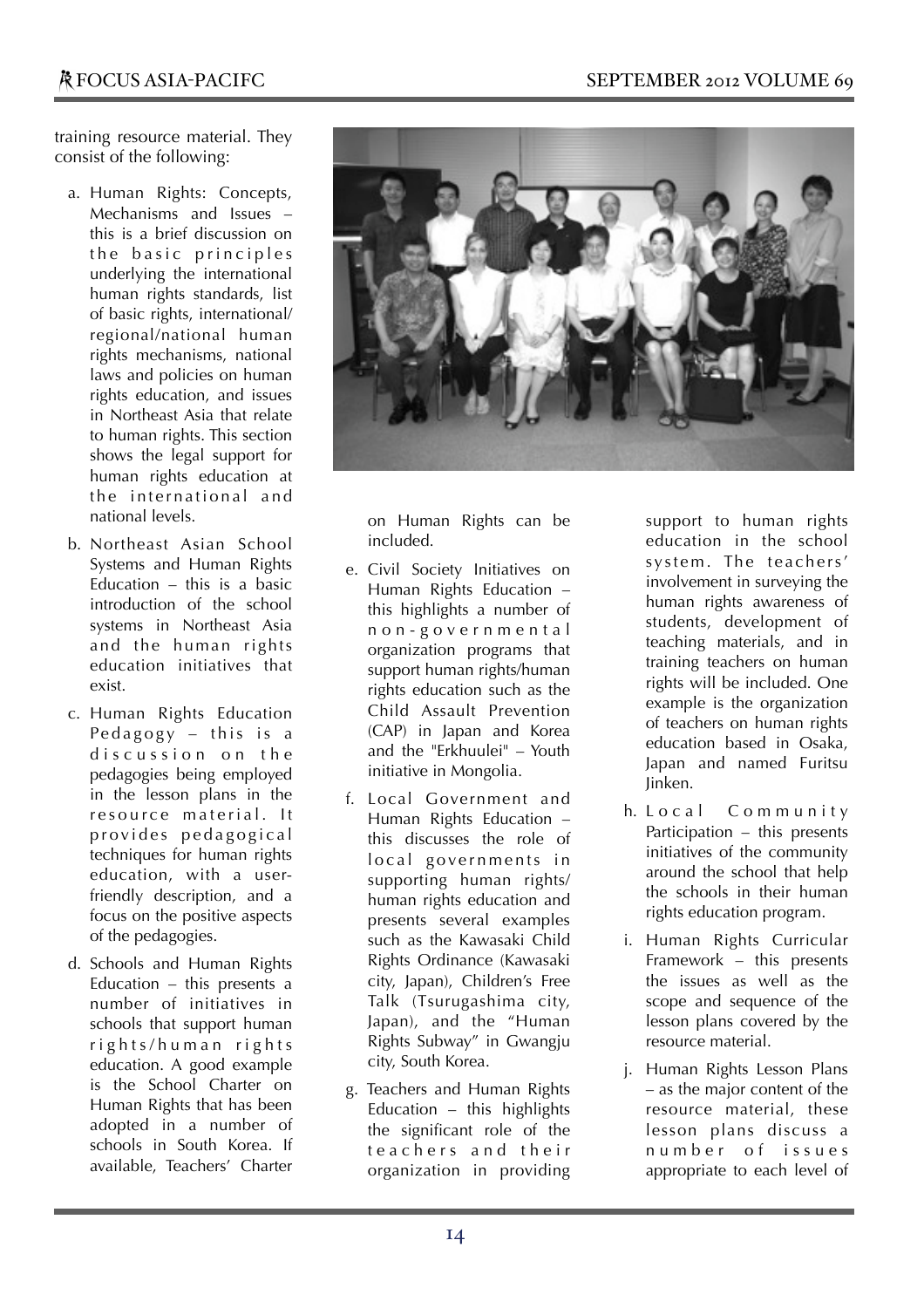training resource material. They consist of the following:

a. Human Rights: Concepts, Mechanisms and Issues – this is a brief discussion on the basic principles underlying the international human rights standards, list of basic rights, international/regional/national human rights mechanisms, national laws and policies on human rights education, and issues in Northeast Asia that relate to human rights. This section shows the legal support for human rights education at the international and national levels.

b. Northeast Asian School Systems and Human Rights Education – this is a basic introduction of the school systems in Northeast Asia and the human rights education initiatives that exist.

c. Human Rights Education Pedagogy – this is a discussion on the pedagogies being employed in the lesson plans in the resource material. It provides pedagogical techniques for human rights education, with a user-friendly description, and a focus on the positive aspects of the pedagogies.

d. Schools and Human Rights Education – this presents a number of initiatives in schools that support human rights/human rights education. A good example is the School Charter on Human Rights that has been adopted in a number of schools in South Korea. If available, Teachers' Charter on Human Rights can be included.

e. Civil Society Initiatives on Human Rights Education – this highlights a number of non-governmental organization programs that support human rights/human rights education such as the Child Assault Prevention (CAP) in Japan and Korea and the "Erkhuulei" – Youth initiative in Mongolia.

f. Local Government and Human Rights Education – this discusses the role of local governments in supporting human rights/human rights education and presents several examples such as the Kawasaki Child Rights Ordinance (Kawasaki city, Japan), Children's Free Talk (Tsurugashima city, Japan), and the "Human Rights Subway" in Gwangju city, South Korea.

g. Teachers and Human Rights Education – this highlights the significant role of the teachers and their organization in providing support to human rights education in the school system. The teachers' involvement in surveying the human rights awareness of students, development of teaching materials, and in training teachers on human rights will be included. One example is the organization of teachers on human rights education based in Osaka, Japan and named Furitsu Jinken.

h. Local Community Participation – this presents initiatives of the community around the school that help the schools in their human rights education program.

i. Human Rights Curricular Framework – this presents the issues as well as the scope and sequence of the lesson plans covered by the resource material.

j. Human Rights Lesson Plans – as the major content of the resource material, these lesson plans discuss a number of issues appropriate to each level of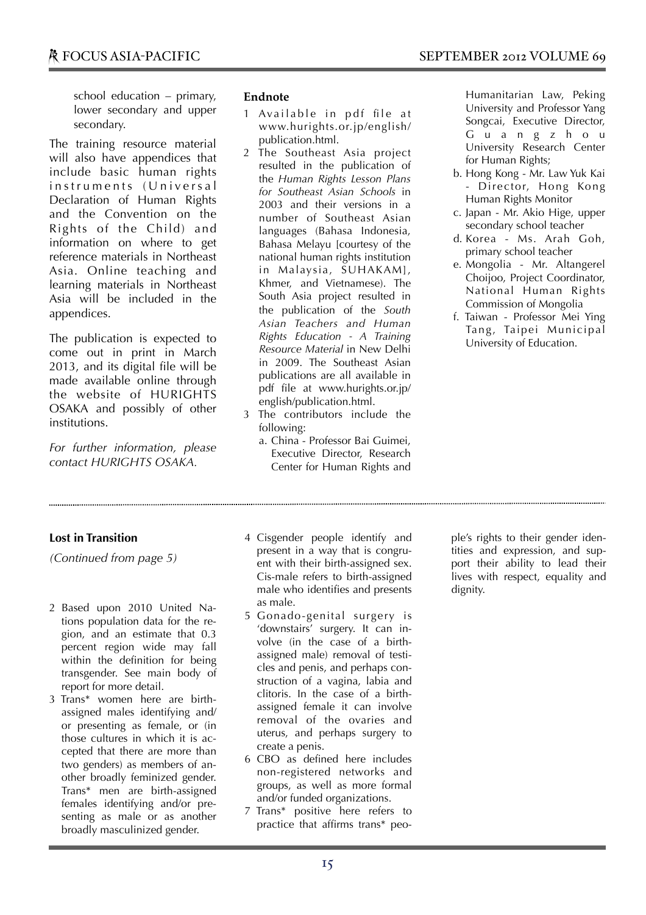school education – primary, lower secondary and upper secondary.

The training resource material will also have appendices that include basic human rights instruments (Universal Declaration of Human Rights and the Convention on the Rights of the Child) and information on where to get reference materials in Northeast Asia. Online teaching and learning materials in Northeast Asia will be included in the appendices.

The publication is expected to come out in print in March 2013, and its digital file will be made available online through the website of HURIGHTS OSAKA and possibly of other institutions.

*For further information, please contact HURIGHTS OSAKA.*

**Endnote**

1 Available in pdf file at www.hurights.or.jp/english/publication.html.

2 The Southeast Asia project resulted in the publication of the *Human Rights Lesson Plans for Southeast Asian Schools* in 2003 and their versions in a number of Southeast Asian languages (Bahasa Indonesia, Bahasa Melayu [courtesy of the national human rights institution in Malaysia, SUHAKAM], Khmer, and Vietnamese). The South Asia project resulted in the publication of the *South Asian Teachers and Human Rights Education - A Training Resource Material* in New Delhi in 2009. The Southeast Asian publications are all available in pdf file at www.hurights.or.jp/english/publication.html.

3 The contributors include the following:

a. China - Professor Bai Guimei, Executive Director, Research Center for Human Rights and Humanitarian Law, Peking University and Professor Yang Songcai, Executive Director, Guangzhou University Research Center for Human Rights;

b. Hong Kong - Mr. Law Yuk Kai - Director, Hong Kong Human Rights Monitor

c. Japan - Mr. Akio Hige, upper secondary school teacher

d. Korea - Ms. Arah Goh, primary school teacher

e. Mongolia - Mr. Altangerel Choijoo, Project Coordinator, National Human Rights Commission of Mongolia

f. Taiwan - Professor Mei Ying Tang, Taipei Municipal University of Education.

---

**Lost in Transition**

*(Continued from page 5)*

2 Based upon 2010 United Nations population data for the region, and an estimate that 0.3 percent region wide may fall within the definition for being transgender. See main body of report for more detail.

3 Trans* women here are birth-assigned males identifying and/or presenting as female, or (in those cultures in which it is accepted that there are more than two genders) as members of another broadly feminized gender. Trans* men are birth-assigned females identifying and/or presenting as male or as another broadly masculinized gender.

4 Cisgender people identify and present in a way that is congruent with their birth-assigned sex. Cis-male refers to birth-assigned male who identifies and presents as male.

5 Gonado-genital surgery is 'downstairs' surgery. It can involve (in the case of a birth-assigned male) removal of testicles and penis, and perhaps construction of a vagina, labia and clitoris. In the case of a birth-assigned female it can involve removal of the ovaries and uterus, and perhaps surgery to create a penis.

6 CBO as defined here includes non-registered networks and groups, as well as more formal and/or funded organizations.

7 Trans* positive here refers to practice that affirms trans* people's rights to their gender identities and expression, and support their ability to lead their lives with respect, equality and dignity.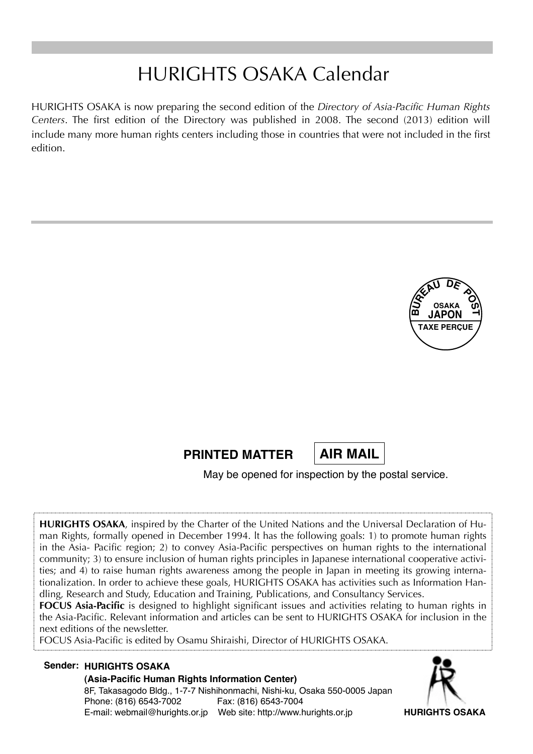# HURIGHTS OSAKA Calendar

HURIGHTS OSAKA is now preparing the second edition of the *Directory of Asia-Pacific Human Rights Centers*. The first edition of the Directory was published in 2008. The second (2013) edition will include many more human rights centers including those in countries that were not included in the first edition.

BUREAU DE POST
OSAKA
JAPON
TAXE PERÇUE

**PRINTED MATTER** **AIR MAIL**

May be opened for inspection by the postal service.

**HURIGHTS OSAKA**, inspired by the Charter of the United Nations and the Universal Declaration of Human Rights, formally opened in December 1994. It has the following goals: 1) to promote human rights in the Asia- Pacific region; 2) to convey Asia-Pacific perspectives on human rights to the international community; 3) to ensure inclusion of human rights principles in Japanese international cooperative activities; and 4) to raise human rights awareness among the people in Japan in meeting its growing internationalization. In order to achieve these goals, HURIGHTS OSAKA has activities such as Information Handling, Research and Study, Education and Training, Publications, and Consultancy Services.

**FOCUS Asia-Pacific** is designed to highlight significant issues and activities relating to human rights in the Asia-Pacific. Relevant information and articles can be sent to HURIGHTS OSAKA for inclusion in the next editions of the newsletter.

FOCUS Asia-Pacific is edited by Osamu Shiraishi, Director of HURIGHTS OSAKA.

**Sender: HURIGHTS OSAKA**
**(Asia-Pacific Human Rights Information Center)**
8F, Takasagodo Bldg., 1-7-7 Nishihonmachi, Nishi-ku, Osaka 550-0005 Japan
Phone: (816) 6543-7002 Fax: (816) 6543-7004
E-mail: webmail@hurights.or.jp Web site: http://www.hurights.or.jp

**HURIGHTS OSAKA**